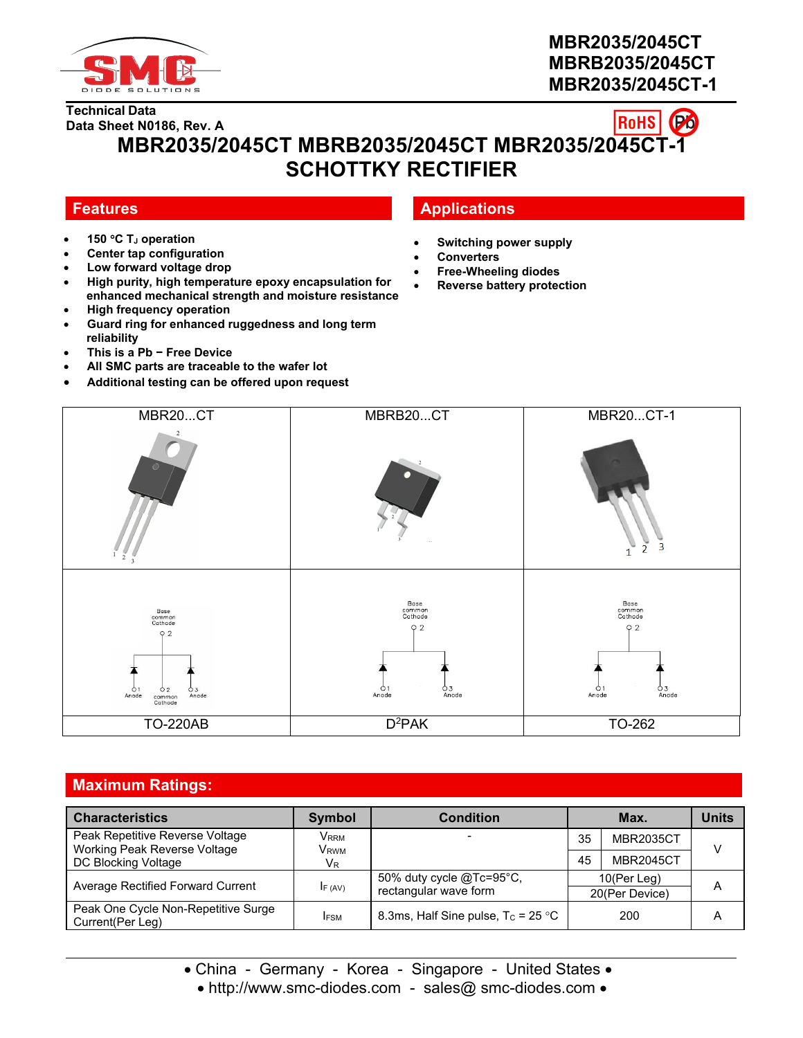MBR2035/2045CT
MBRB2035/2045CT
MBR2035/2045CT-1

Technical Data
Data Sheet N0186, Rev. A

# MBR2035/2045CT MBRB2035/2045CT MBR2035/2045CT-1 SCHOTTKY RECTIFIER

## Features

- 150 °C $T_J$ operation
- Center tap configuration
- Low forward voltage drop
- High purity, high temperature epoxy encapsulation for enhanced mechanical strength and moisture resistance
- High frequency operation
- Guard ring for enhanced ruggedness and long term reliability
- This is a Pb − Free Device
- All SMC parts are traceable to the wafer lot
- Additional testing can be offered upon request

## Applications

- Switching power supply
- Converters
- Free-Wheeling diodes
- Reverse battery protection

| MBR20...CT | MBRB20...CT | MBR20...CT-1 |
|---|---|---|
| Base common Cathode 2; Anode 1, 2 common Cathode, 3 Anode | Base common Cathode 2; Anode 1, 3 Anode | Base common Cathode 2; Anode 1, 3 Anode |
| TO-220AB | $D^2$PAK | TO-262 |

## Maximum Ratings:

| Characteristics | Symbol | Condition | Max. | | Units |
|---|---|---|---|---|---|
| Peak Repetitive Reverse Voltage<br>Working Peak Reverse Voltage<br>DC Blocking Voltage | $V_{RRM}$<br>$V_{RWM}$<br>$V_R$ | - | 35 | MBR2035CT | V |
| | | | 45 | MBR2045CT | |
| Average Rectified Forward Current | $I_{F\ (AV)}$ | 50% duty cycle @Tc=95°C, rectangular wave form | 10(Per Leg) | | A |
| | | | 20(Per Device) | | |
| Peak One Cycle Non-Repetitive Surge Current(Per Leg) | $I_{FSM}$ | 8.3ms, Half Sine pulse, $T_C$ = 25 °C | 200 | | A |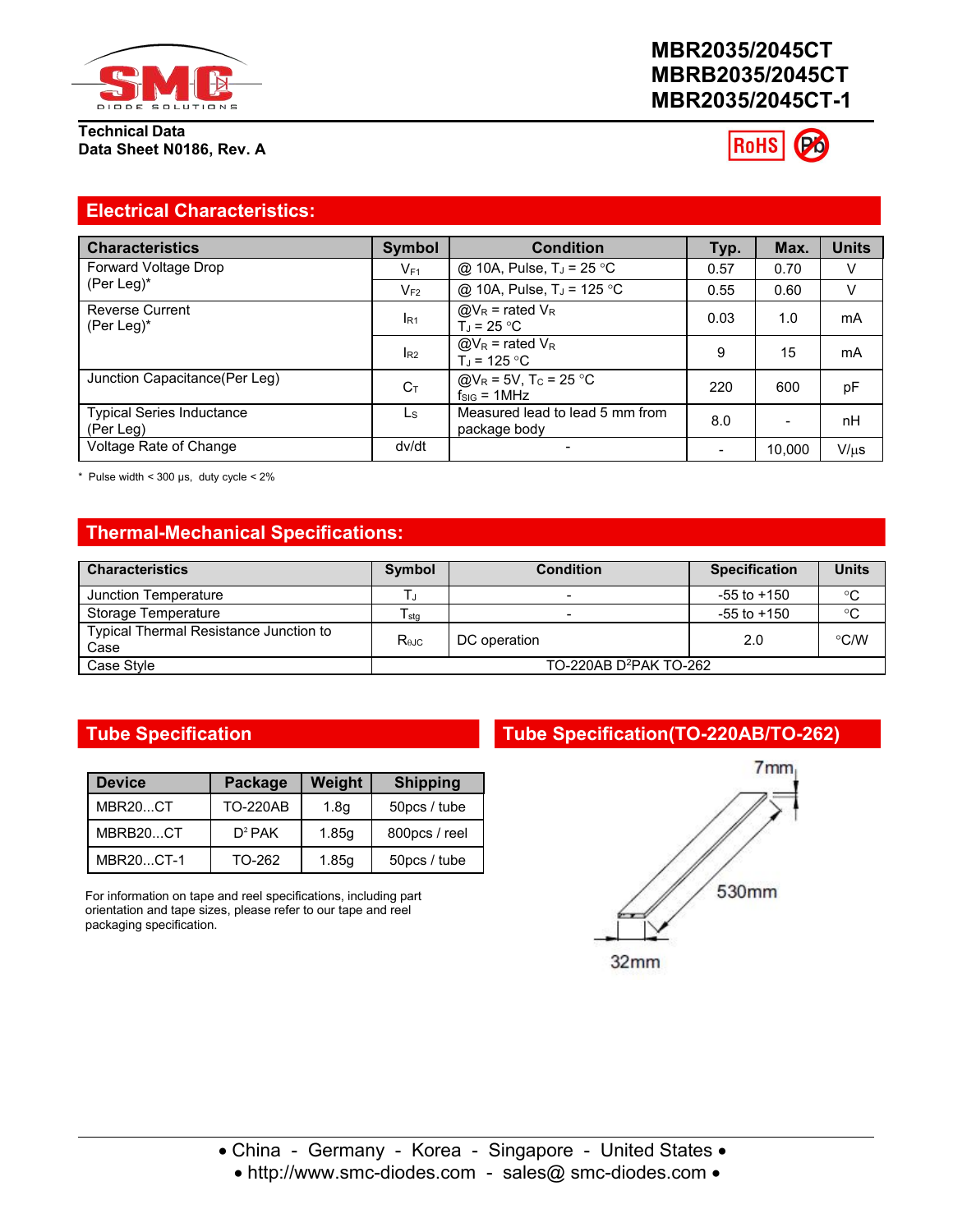MBR2035/2045CT
MBRB2035/2045CT
MBR2035/2045CT-1

Technical Data
Data Sheet N0186, Rev. A

## Electrical Characteristics:

| Characteristics | Symbol | Condition | Typ. | Max. | Units |
|---|---|---|---|---|---|
| Forward Voltage Drop (Per Leg)* | $V_{F1}$ | @ 10A, Pulse, $T_J$ = 25 °C | 0.57 | 0.70 | V |
| | $V_{F2}$ | @ 10A, Pulse, $T_J$ = 125 °C | 0.55 | 0.60 | V |
| Reverse Current (Per Leg)* | $I_{R1}$ | @$V_R$ = rated $V_R$ $T_J$ = 25 °C | 0.03 | 1.0 | mA |
| | $I_{R2}$ | @$V_R$ = rated $V_R$ $T_J$ = 125 °C | 9 | 15 | mA |
| Junction Capacitance(Per Leg) | $C_T$ | @$V_R$ = 5V, $T_C$ = 25 °C $f_{SIG}$ = 1MHz | 220 | 600 | pF |
| Typical Series Inductance (Per Leg) | $L_S$ | Measured lead to lead 5 mm from package body | 8.0 | - | nH |
| Voltage Rate of Change | dv/dt | - | - | 10,000 | V/µs |

\* Pulse width < 300 µs, duty cycle < 2%

## Thermal-Mechanical Specifications:

| Characteristics | Symbol | Condition | Specification | Units |
|---|---|---|---|---|
| Junction Temperature | $T_J$ | - | -55 to +150 | °C |
| Storage Temperature | $T_{stg}$ | - | -55 to +150 | °C |
| Typical Thermal Resistance Junction to Case | $R_{\theta JC}$ | DC operation | 2.0 | °C/W |
| Case Style | TO-220AB D[2]PAK TO-262 | | | |

## Tube Specification

| Device | Package | Weight | Shipping |
|---|---|---|---|
| MBR20...CT | TO-220AB | 1.8g | 50pcs / tube |
| MBRB20...CT | D² PAK | 1.85g | 800pcs / reel |
| MBR20...CT-1 | TO-262 | 1.85g | 50pcs / tube |

For information on tape and reel specifications, including part orientation and tape sizes, please refer to our tape and reel packaging specification.

## Tube Specification(TO-220AB/TO-262)

7mm

530mm

32mm

• China - Germany - Korea - Singapore - United States •
• http://www.smc-diodes.com - sales@ smc-diodes.com •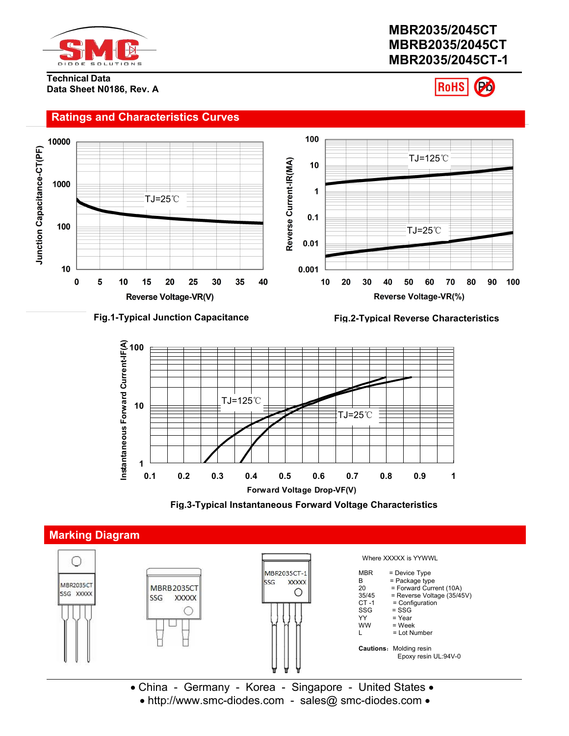# MBR2035/2045CT
# MBRB2035/2045CT
# MBR2035/2045CT-1

**Technical Data**
**Data Sheet N0186, Rev. A**

## Ratings and Characteristics Curves

Fig.1-Typical Junction Capacitance

Fig.2-Typical Reverse Characteristics

Fig.3-Typical Instantaneous Forward Voltage Characteristics

## Marking Diagram

Where XXXXX is YYWWL

| | |
|---|---|
| MBR | = Device Type |
| B | = Package type |
| 20 | = Forward Current (10A) |
| 35/45 | = Reverse Voltage (35/45V) |
| CT -1 | = Configuration |
| SSG | = SSG |
| YY | = Year |
| WW | = Week |
| L | = Lot Number |

**Cautions:** Molding resin
Epoxy resin UL:94V-0

• China - Germany - Korea - Singapore - United States •
• http://www.smc-diodes.com - sales@ smc-diodes.com •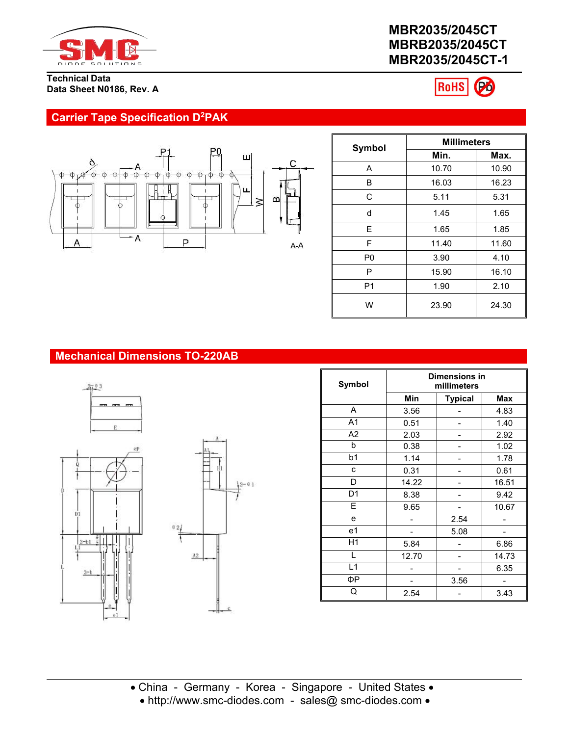# MBR2035/2045CT
# MBRB2035/2045CT
# MBR2035/2045CT-1

**Technical Data**
**Data Sheet N0186, Rev. A**

RoHS

## Carrier Tape Specification D²PAK

| Symbol | Millimeters | |
|---|---|---|
| | Min. | Max. |
| A | 10.70 | 10.90 |
| B | 16.03 | 16.23 |
| C | 5.11 | 5.31 |
| d | 1.45 | 1.65 |
| E | 1.65 | 1.85 |
| F | 11.40 | 11.60 |
| P0 | 3.90 | 4.10 |
| P | 15.90 | 16.10 |
| P1 | 1.90 | 2.10 |
| W | 23.90 | 24.30 |

## Mechanical Dimensions TO-220AB

| Symbol | Dimensions in millimeters | | |
|---|---|---|---|
| | Min | Typical | Max |
| A | 3.56 | - | 4.83 |
| A1 | 0.51 | - | 1.40 |
| A2 | 2.03 | - | 2.92 |
| b | 0.38 | - | 1.02 |
| b1 | 1.14 | - | 1.78 |
| c | 0.31 | - | 0.61 |
| D | 14.22 | - | 16.51 |
| D1 | 8.38 | - | 9.42 |
| E | 9.65 | - | 10.67 |
| e | - | 2.54 | - |
| e1 | - | 5.08 | - |
| H1 | 5.84 | - | 6.86 |
| L | 12.70 | - | 14.73 |
| L1 | - | - | 6.35 |
| ΦP | - | 3.56 | - |
| Q | 2.54 | - | 3.43 |

• China - Germany - Korea - Singapore - United States •
• http://www.smc-diodes.com - sales@ smc-diodes.com •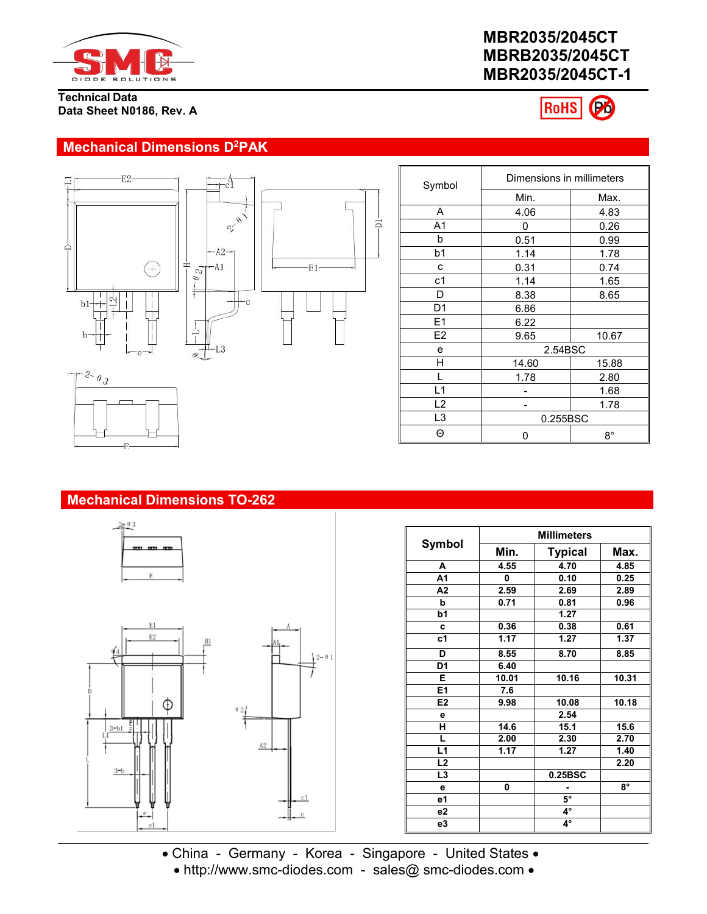# MBR2035/2045CT
# MBRB2035/2045CT
# MBR2035/2045CT-1

**Technical Data**
**Data Sheet N0186, Rev. A**

## Mechanical Dimensions D²PAK

| Symbol | Dimensions in millimeters | |
|---|---|---|
| | Min. | Max. |
| A | 4.06 | 4.83 |
| A1 | 0 | 0.26 |
| b | 0.51 | 0.99 |
| b1 | 1.14 | 1.78 |
| c | 0.31 | 0.74 |
| c1 | 1.14 | 1.65 |
| D | 8.38 | 8.65 |
| D1 | 6.86 | |
| E1 | 6.22 | |
| E2 | 9.65 | 10.67 |
| e | 2.54BSC | |
| H | 14.60 | 15.88 |
| L | 1.78 | 2.80 |
| L1 | - | 1.68 |
| L2 | - | 1.78 |
| L3 | 0.255BSC | |
| Θ | 0 | 8° |

## Mechanical Dimensions TO-262

| Symbol | Millimeters | | |
|---|---|---|---|
| | Min. | Typical | Max. |
| A | 4.55 | 4.70 | 4.85 |
| A1 | 0 | 0.10 | 0.25 |
| A2 | 2.59 | 2.69 | 2.89 |
| b | 0.71 | 0.81 | 0.96 |
| b1 | | 1.27 | |
| c | 0.36 | 0.38 | 0.61 |
| c1 | 1.17 | 1.27 | 1.37 |
| D | 8.55 | 8.70 | 8.85 |
| D1 | 6.40 | | |
| E | 10.01 | 10.16 | 10.31 |
| E1 | 7.6 | | |
| E2 | 9.98 | 10.08 | 10.18 |
| e | | 2.54 | |
| H | 14.6 | 15.1 | 15.6 |
| L | 2.00 | 2.30 | 2.70 |
| L1 | 1.17 | 1.27 | 1.40 |
| L2 | | | 2.20 |
| L3 | | 0.25BSC | |
| e | 0 | - | 8° |
| e1 | | 5° | |
| e2 | | 4° | |
| e3 | | 4° | |

• China - Germany - Korea - Singapore - United States •
• http://www.smc-diodes.com - sales@ smc-diodes.com •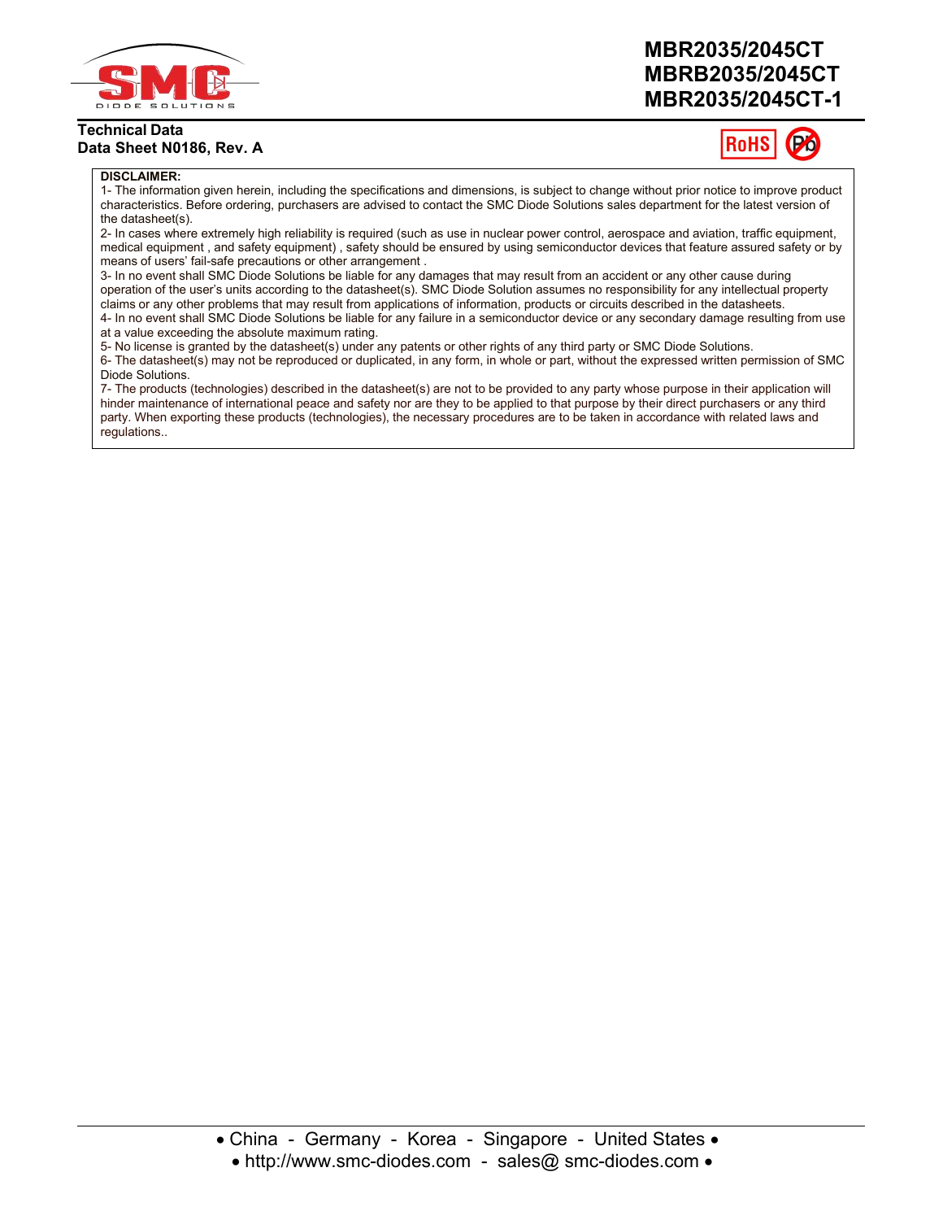**DISCLAIMER:**

1- The information given herein, including the specifications and dimensions, is subject to change without prior notice to improve product characteristics. Before ordering, purchasers are advised to contact the SMC Diode Solutions sales department for the latest version of the datasheet(s).

2- In cases where extremely high reliability is required (such as use in nuclear power control, aerospace and aviation, traffic equipment, medical equipment , and safety equipment) , safety should be ensured by using semiconductor devices that feature assured safety or by means of users' fail-safe precautions or other arrangement .

3- In no event shall SMC Diode Solutions be liable for any damages that may result from an accident or any other cause during operation of the user's units according to the datasheet(s). SMC Diode Solution assumes no responsibility for any intellectual property claims or any other problems that may result from applications of information, products or circuits described in the datasheets.

4- In no event shall SMC Diode Solutions be liable for any failure in a semiconductor device or any secondary damage resulting from use at a value exceeding the absolute maximum rating.

5- No license is granted by the datasheet(s) under any patents or other rights of any third party or SMC Diode Solutions.

6- The datasheet(s) may not be reproduced or duplicated, in any form, in whole or part, without the expressed written permission of SMC Diode Solutions.

7- The products (technologies) described in the datasheet(s) are not to be provided to any party whose purpose in their application will hinder maintenance of international peace and safety nor are they to be applied to that purpose by their direct purchasers or any third party. When exporting these products (technologies), the necessary procedures are to be taken in accordance with related laws and regulations..